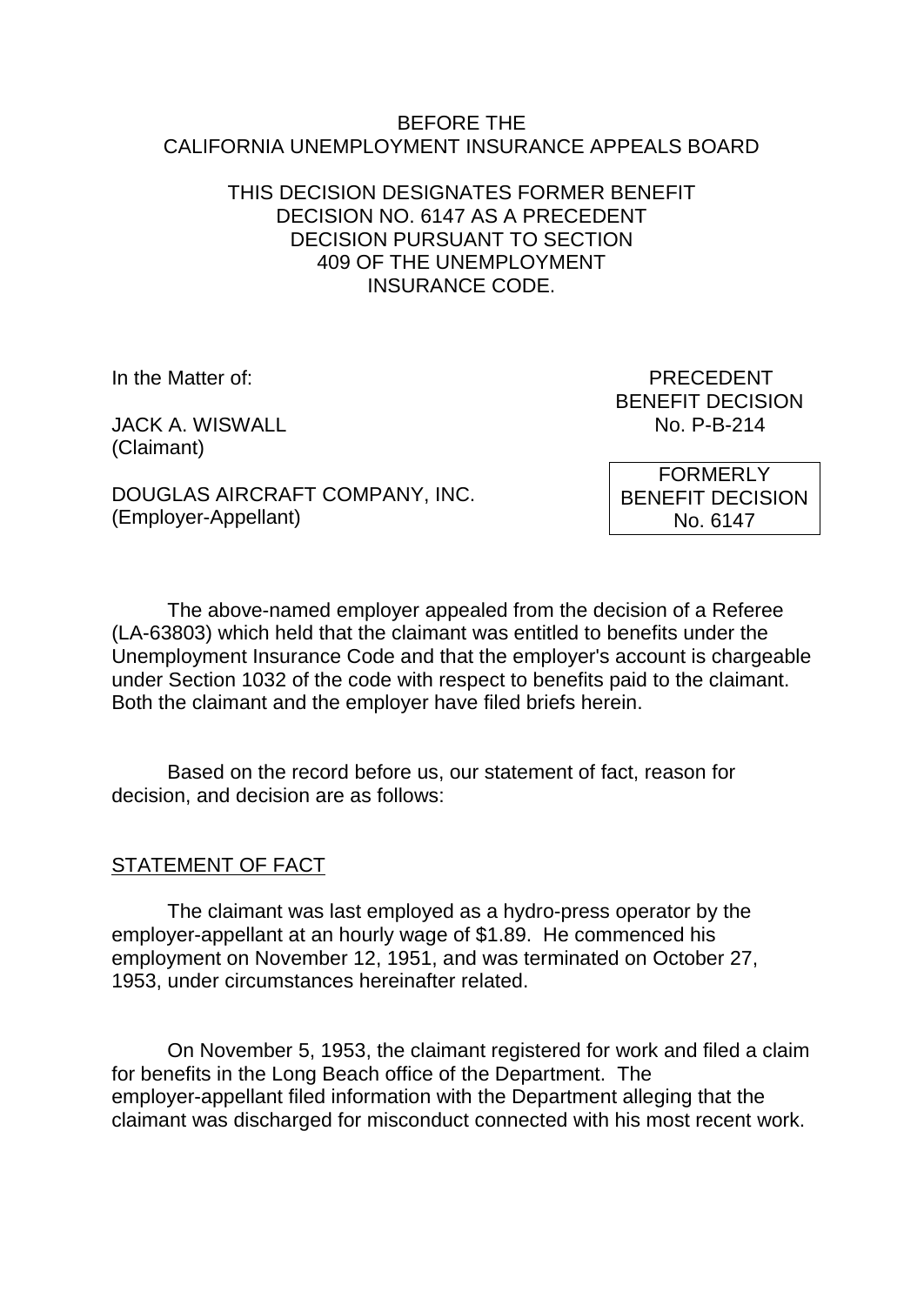BEFORE THE
CALIFORNIA UNEMPLOYMENT INSURANCE APPEALS BOARD

THIS DECISION DESIGNATES FORMER BENEFIT DECISION NO. 6147 AS A PRECEDENT DECISION PURSUANT TO SECTION 409 OF THE UNEMPLOYMENT INSURANCE CODE.

In the Matter of:

JACK A. WISWALL
(Claimant)

DOUGLAS AIRCRAFT COMPANY, INC.
(Employer-Appellant)

PRECEDENT
BENEFIT DECISION
No. P-B-214

FORMERLY
BENEFIT DECISION
No. 6147

The above-named employer appealed from the decision of a Referee (LA-63803) which held that the claimant was entitled to benefits under the Unemployment Insurance Code and that the employer's account is chargeable under Section 1032 of the code with respect to benefits paid to the claimant. Both the claimant and the employer have filed briefs herein.

Based on the record before us, our statement of fact, reason for decision, and decision are as follows:

STATEMENT OF FACT

The claimant was last employed as a hydro-press operator by the employer-appellant at an hourly wage of $1.89. He commenced his employment on November 12, 1951, and was terminated on October 27, 1953, under circumstances hereinafter related.

On November 5, 1953, the claimant registered for work and filed a claim for benefits in the Long Beach office of the Department. The employer-appellant filed information with the Department alleging that the claimant was discharged for misconduct connected with his most recent work.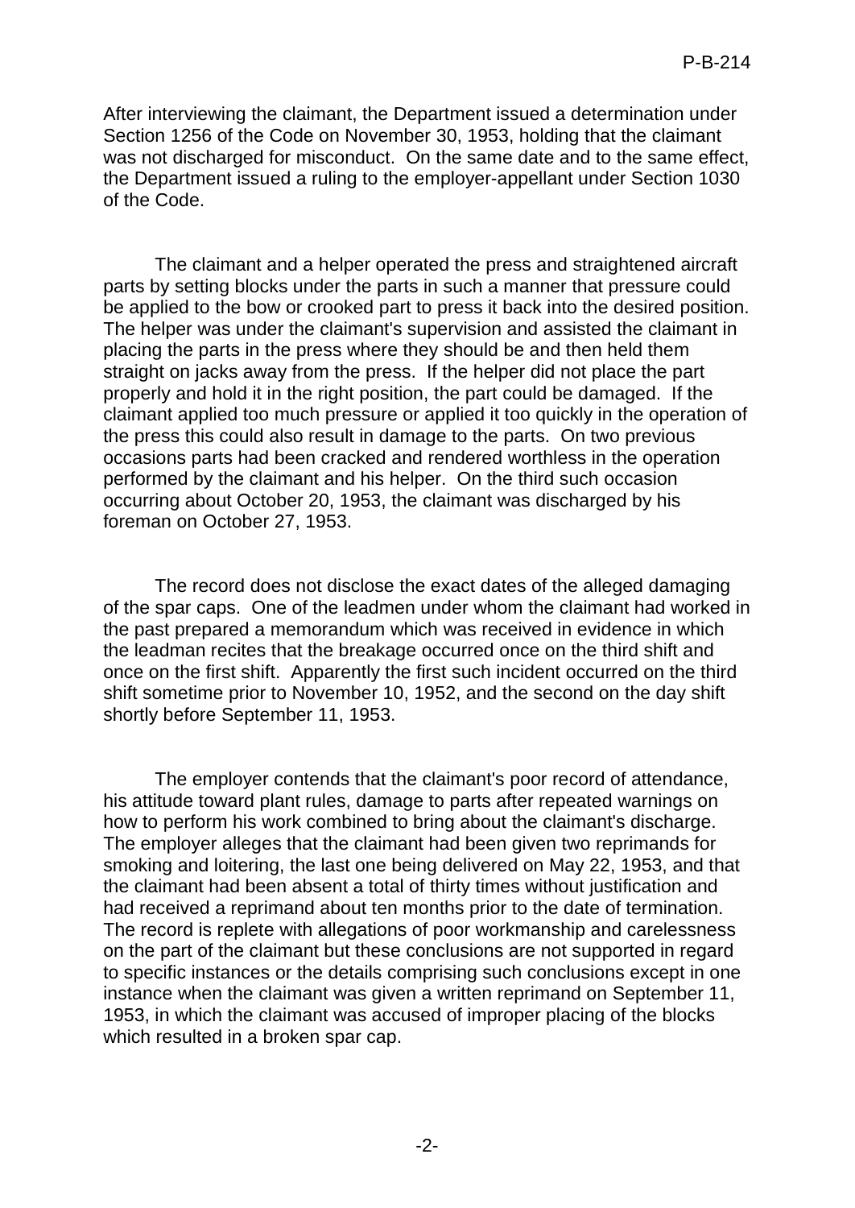After interviewing the claimant, the Department issued a determination under Section 1256 of the Code on November 30, 1953, holding that the claimant was not discharged for misconduct. On the same date and to the same effect, the Department issued a ruling to the employer-appellant under Section 1030 of the Code.

The claimant and a helper operated the press and straightened aircraft parts by setting blocks under the parts in such a manner that pressure could be applied to the bow or crooked part to press it back into the desired position. The helper was under the claimant's supervision and assisted the claimant in placing the parts in the press where they should be and then held them straight on jacks away from the press. If the helper did not place the part properly and hold it in the right position, the part could be damaged. If the claimant applied too much pressure or applied it too quickly in the operation of the press this could also result in damage to the parts. On two previous occasions parts had been cracked and rendered worthless in the operation performed by the claimant and his helper. On the third such occasion occurring about October 20, 1953, the claimant was discharged by his foreman on October 27, 1953.

The record does not disclose the exact dates of the alleged damaging of the spar caps. One of the leadmen under whom the claimant had worked in the past prepared a memorandum which was received in evidence in which the leadman recites that the breakage occurred once on the third shift and once on the first shift. Apparently the first such incident occurred on the third shift sometime prior to November 10, 1952, and the second on the day shift shortly before September 11, 1953.

The employer contends that the claimant's poor record of attendance, his attitude toward plant rules, damage to parts after repeated warnings on how to perform his work combined to bring about the claimant's discharge. The employer alleges that the claimant had been given two reprimands for smoking and loitering, the last one being delivered on May 22, 1953, and that the claimant had been absent a total of thirty times without justification and had received a reprimand about ten months prior to the date of termination. The record is replete with allegations of poor workmanship and carelessness on the part of the claimant but these conclusions are not supported in regard to specific instances or the details comprising such conclusions except in one instance when the claimant was given a written reprimand on September 11, 1953, in which the claimant was accused of improper placing of the blocks which resulted in a broken spar cap.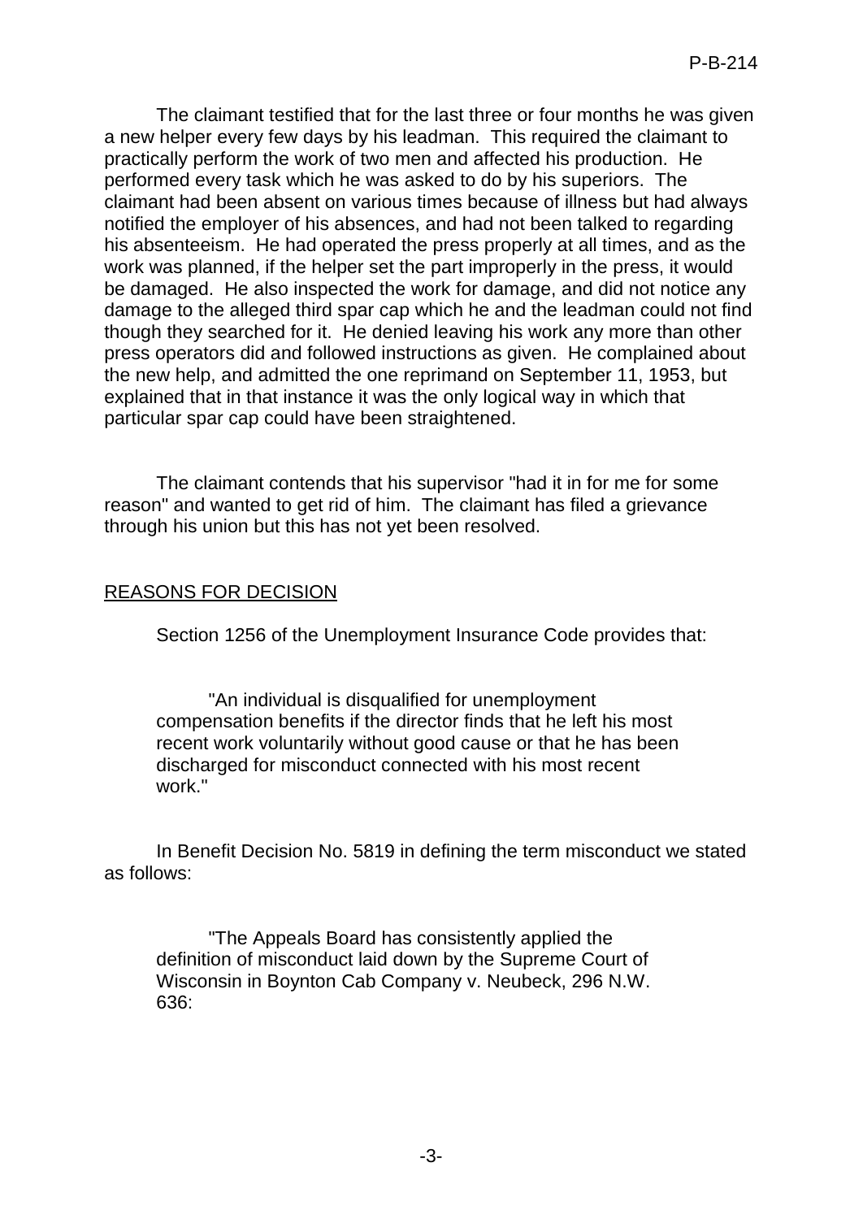The claimant testified that for the last three or four months he was given a new helper every few days by his leadman. This required the claimant to practically perform the work of two men and affected his production. He performed every task which he was asked to do by his superiors. The claimant had been absent on various times because of illness but had always notified the employer of his absences, and had not been talked to regarding his absenteeism. He had operated the press properly at all times, and as the work was planned, if the helper set the part improperly in the press, it would be damaged. He also inspected the work for damage, and did not notice any damage to the alleged third spar cap which he and the leadman could not find though they searched for it. He denied leaving his work any more than other press operators did and followed instructions as given. He complained about the new help, and admitted the one reprimand on September 11, 1953, but explained that in that instance it was the only logical way in which that particular spar cap could have been straightened.

The claimant contends that his supervisor "had it in for me for some reason" and wanted to get rid of him. The claimant has filed a grievance through his union but this has not yet been resolved.

## REASONS FOR DECISION

Section 1256 of the Unemployment Insurance Code provides that:

> "An individual is disqualified for unemployment compensation benefits if the director finds that he left his most recent work voluntarily without good cause or that he has been discharged for misconduct connected with his most recent work."

In Benefit Decision No. 5819 in defining the term misconduct we stated as follows:

> "The Appeals Board has consistently applied the definition of misconduct laid down by the Supreme Court of Wisconsin in Boynton Cab Company v. Neubeck, 296 N.W. 636: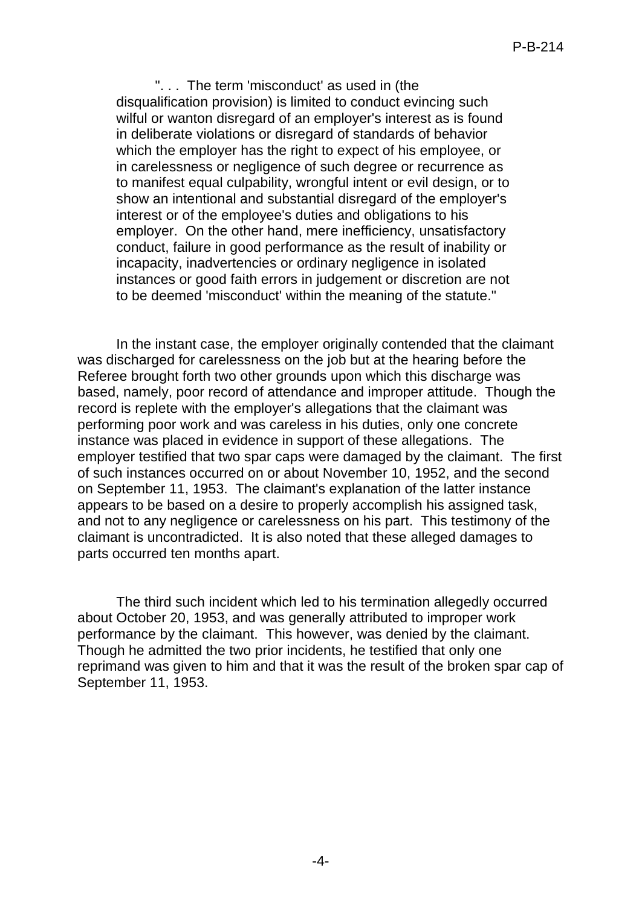> ". . . The term 'misconduct' as used in (the disqualification provision) is limited to conduct evincing such wilful or wanton disregard of an employer's interest as is found in deliberate violations or disregard of standards of behavior which the employer has the right to expect of his employee, or in carelessness or negligence of such degree or recurrence as to manifest equal culpability, wrongful intent or evil design, or to show an intentional and substantial disregard of the employer's interest or of the employee's duties and obligations to his employer. On the other hand, mere inefficiency, unsatisfactory conduct, failure in good performance as the result of inability or incapacity, inadvertencies or ordinary negligence in isolated instances or good faith errors in judgement or discretion are not to be deemed 'misconduct' within the meaning of the statute."

In the instant case, the employer originally contended that the claimant was discharged for carelessness on the job but at the hearing before the Referee brought forth two other grounds upon which this discharge was based, namely, poor record of attendance and improper attitude. Though the record is replete with the employer's allegations that the claimant was performing poor work and was careless in his duties, only one concrete instance was placed in evidence in support of these allegations. The employer testified that two spar caps were damaged by the claimant. The first of such instances occurred on or about November 10, 1952, and the second on September 11, 1953. The claimant's explanation of the latter instance appears to be based on a desire to properly accomplish his assigned task, and not to any negligence or carelessness on his part. This testimony of the claimant is uncontradicted. It is also noted that these alleged damages to parts occurred ten months apart.

The third such incident which led to his termination allegedly occurred about October 20, 1953, and was generally attributed to improper work performance by the claimant. This however, was denied by the claimant. Though he admitted the two prior incidents, he testified that only one reprimand was given to him and that it was the result of the broken spar cap of September 11, 1953.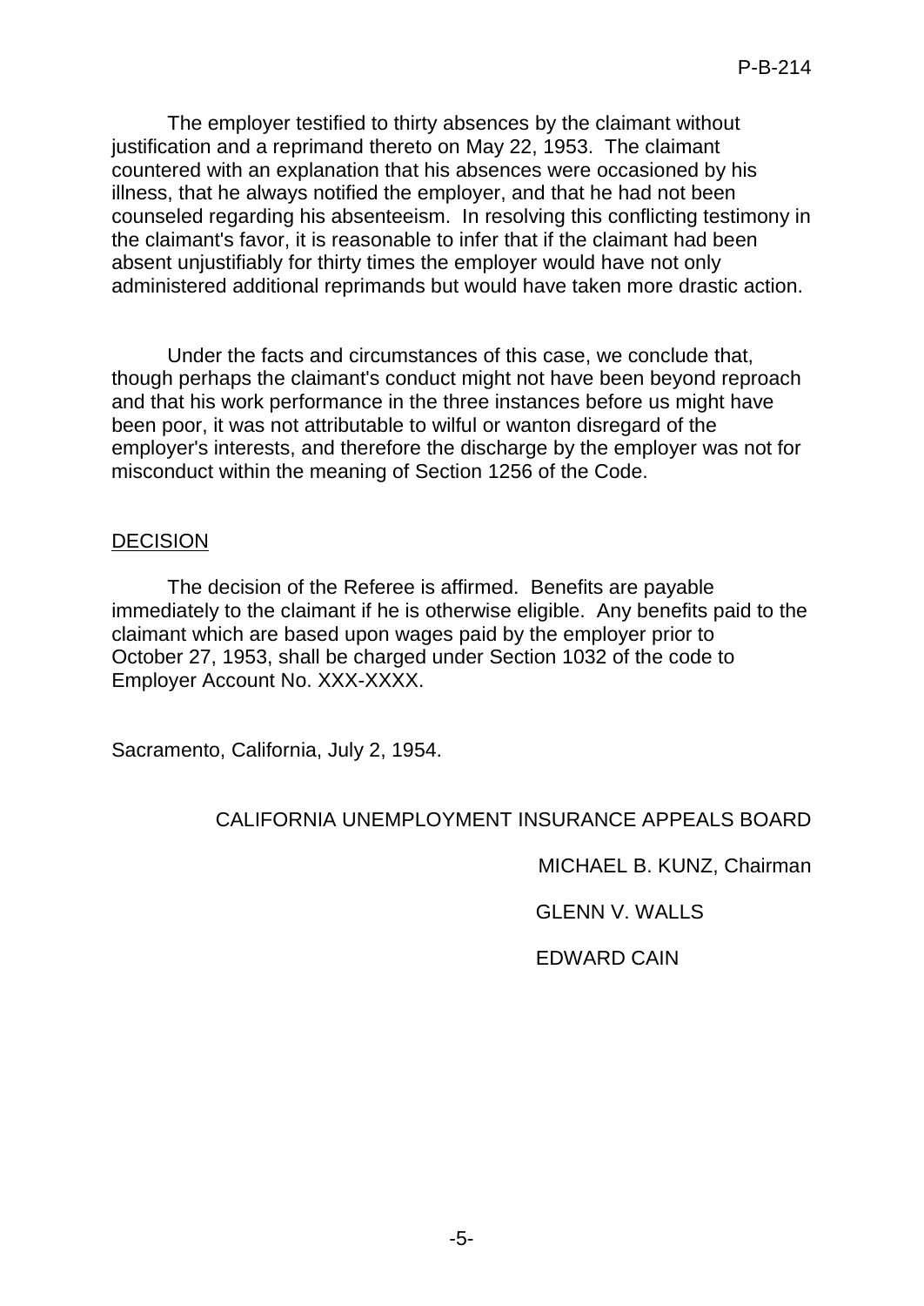The employer testified to thirty absences by the claimant without justification and a reprimand thereto on May 22, 1953. The claimant countered with an explanation that his absences were occasioned by his illness, that he always notified the employer, and that he had not been counseled regarding his absenteeism. In resolving this conflicting testimony in the claimant's favor, it is reasonable to infer that if the claimant had been absent unjustifiably for thirty times the employer would have not only administered additional reprimands but would have taken more drastic action.

Under the facts and circumstances of this case, we conclude that, though perhaps the claimant's conduct might not have been beyond reproach and that his work performance in the three instances before us might have been poor, it was not attributable to wilful or wanton disregard of the employer's interests, and therefore the discharge by the employer was not for misconduct within the meaning of Section 1256 of the Code.

<u>DECISION</u>

The decision of the Referee is affirmed. Benefits are payable immediately to the claimant if he is otherwise eligible. Any benefits paid to the claimant which are based upon wages paid by the employer prior to October 27, 1953, shall be charged under Section 1032 of the code to Employer Account No. XXX-XXXX.

Sacramento, California, July 2, 1954.

CALIFORNIA UNEMPLOYMENT INSURANCE APPEALS BOARD

MICHAEL B. KUNZ, Chairman

GLENN V. WALLS

EDWARD CAIN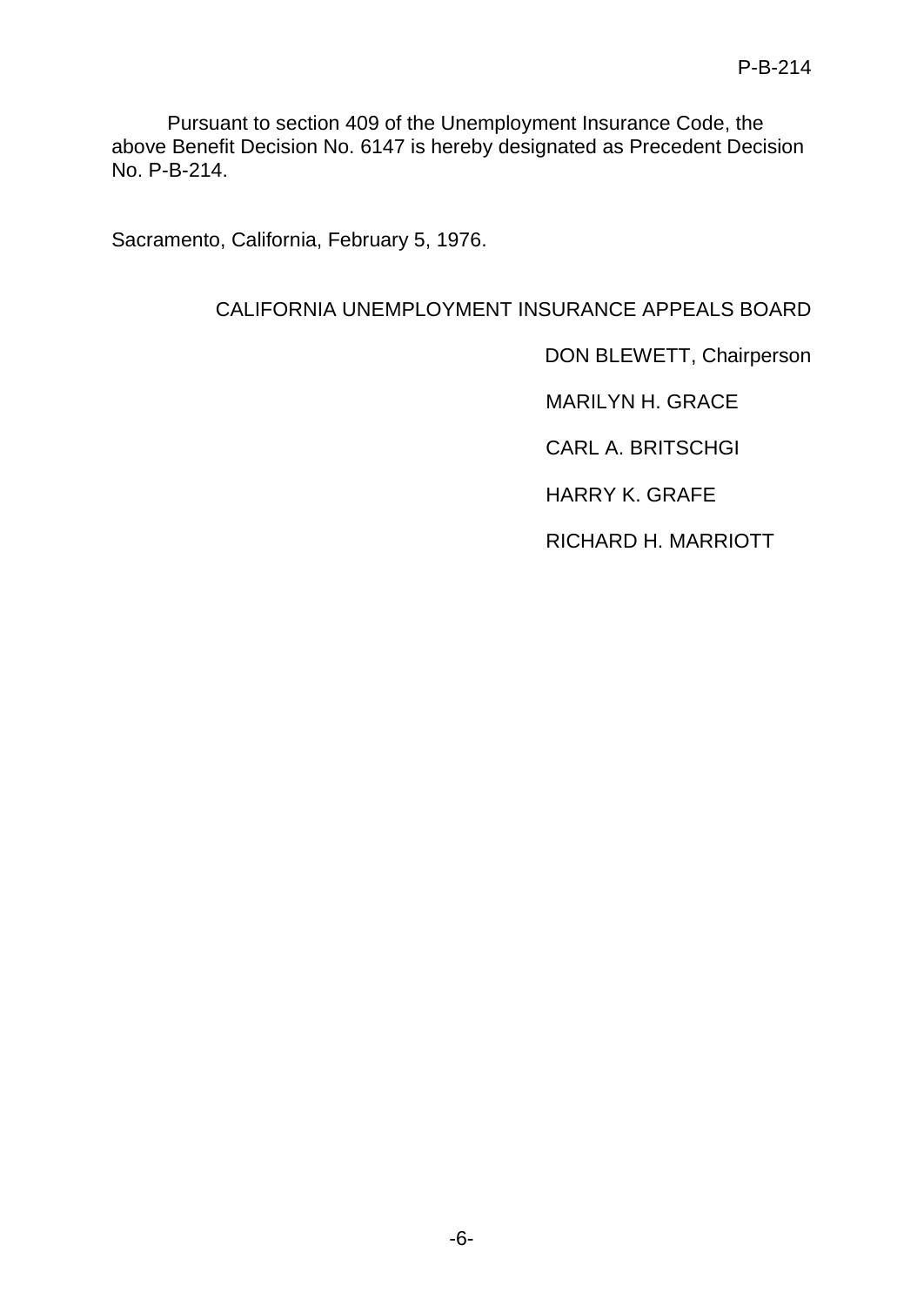Pursuant to section 409 of the Unemployment Insurance Code, the above Benefit Decision No. 6147 is hereby designated as Precedent Decision No. P-B-214.

Sacramento, California, February 5, 1976.

CALIFORNIA UNEMPLOYMENT INSURANCE APPEALS BOARD

DON BLEWETT, Chairperson

MARILYN H. GRACE

CARL A. BRITSCHGI

HARRY K. GRAFE

RICHARD H. MARRIOTT